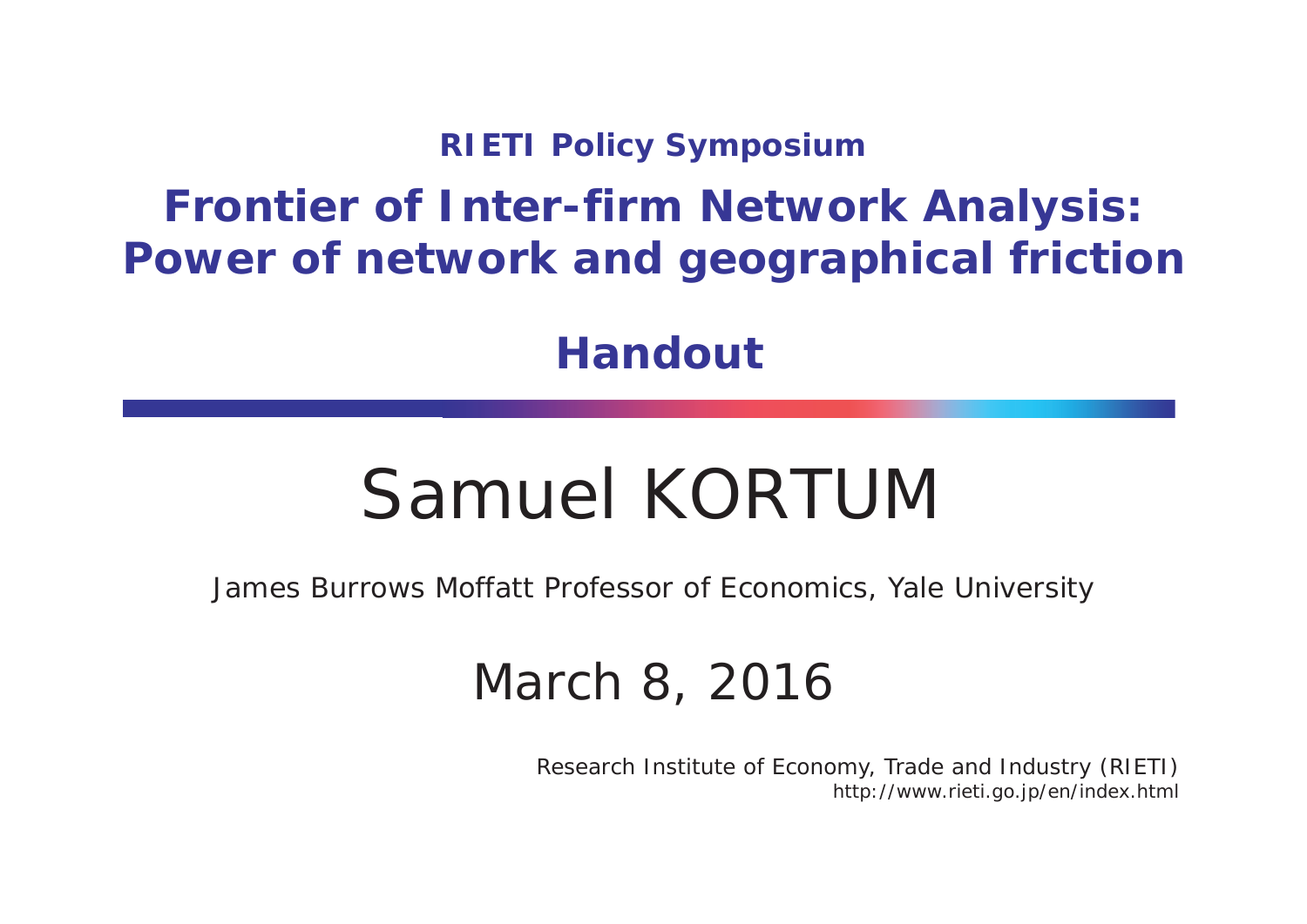**RIETI Policy Symposium**

# Frontier of Inter-firm Network Analysis: Power of network and geographical friction

## Handout

# Samuel KORTUM

James Burrows Moffatt Professor of Economics, Yale University

March 8, 2016

Research Institute of Economy, Trade and Industry (RIETI)
http://www.rieti.go.jp/en/index.html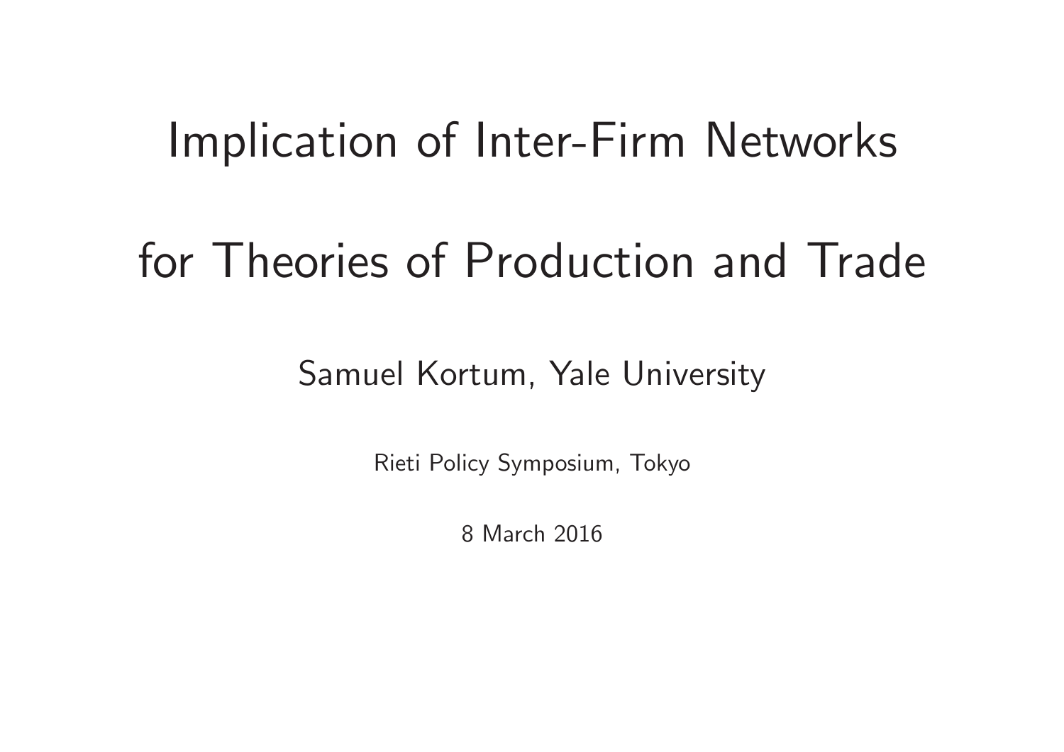# Implication of Inter-Firm Networks

# for Theories of Production and Trade

Samuel Kortum, Yale University

Rieti Policy Symposium, Tokyo

8 March 2016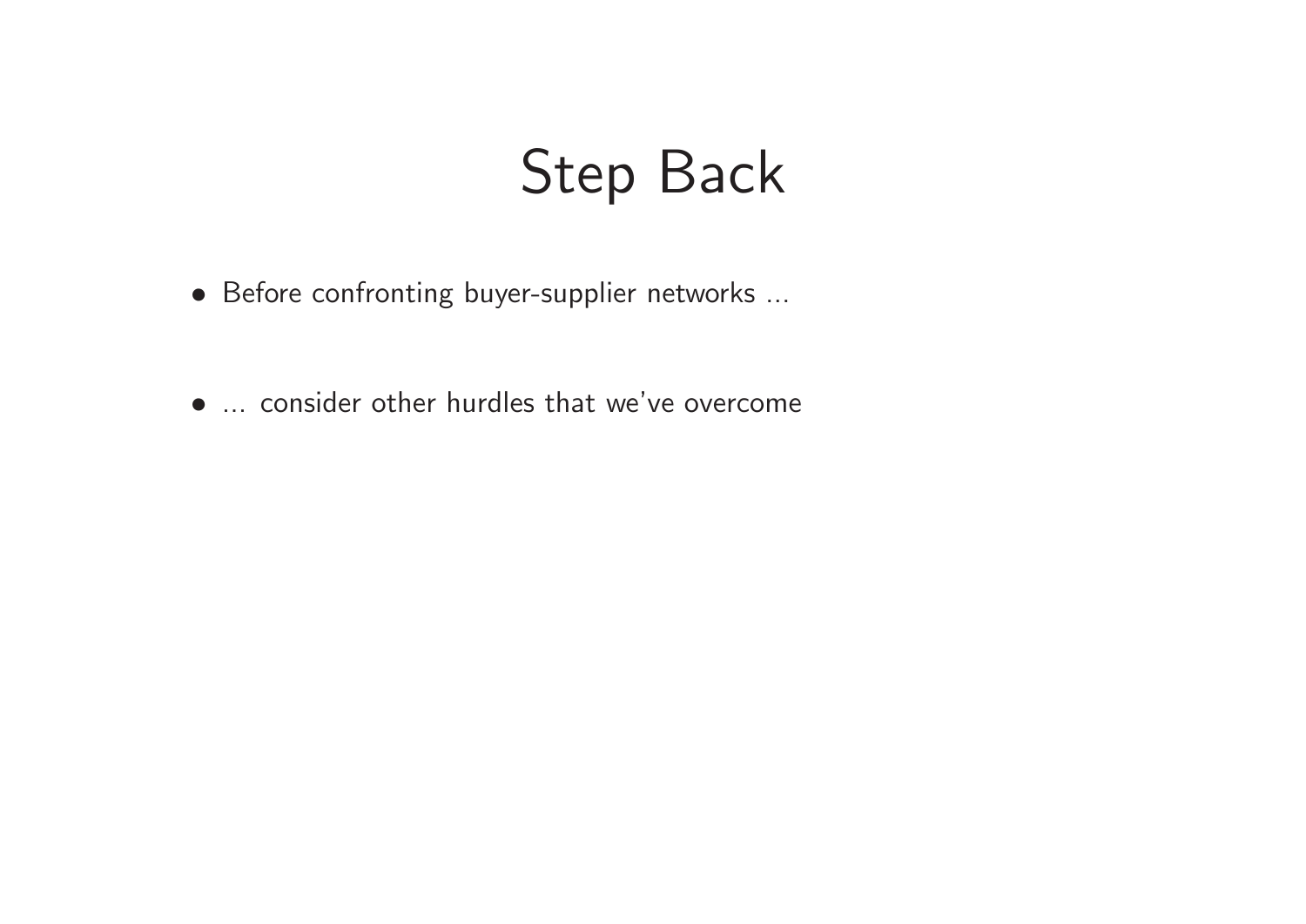# Step Back

- Before confronting buyer-supplier networks ...

- ... consider other hurdles that we've overcome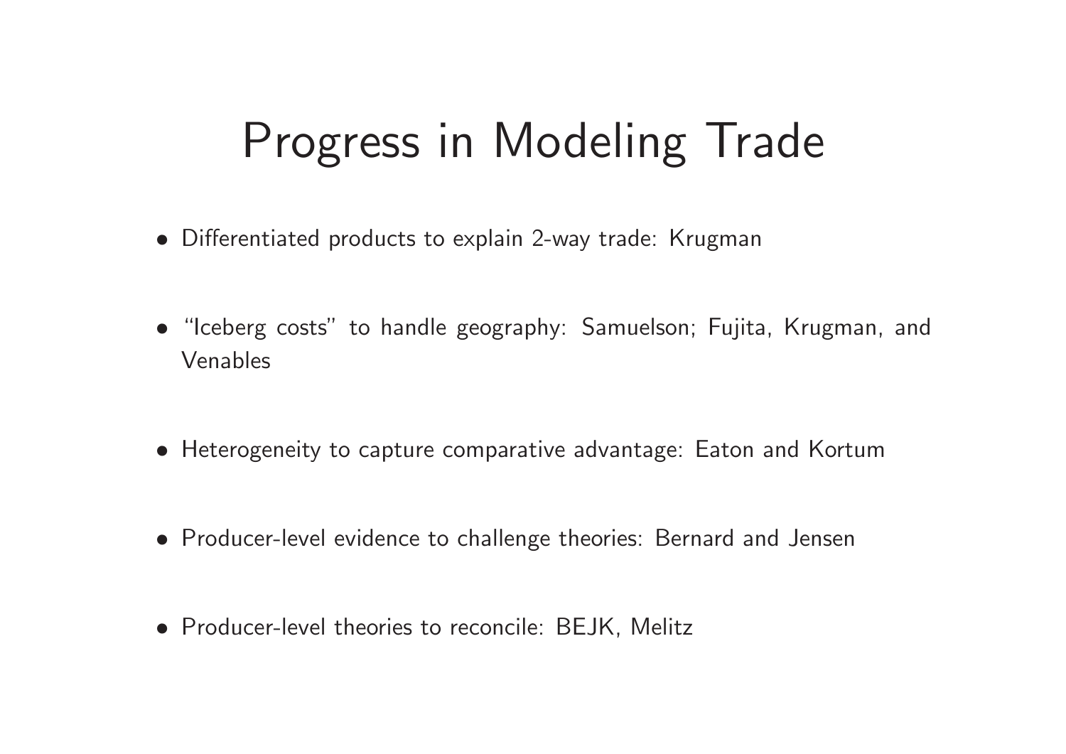# Progress in Modeling Trade

- Differentiated products to explain 2-way trade: Krugman
- "Iceberg costs" to handle geography: Samuelson; Fujita, Krugman, and Venables
- Heterogeneity to capture comparative advantage: Eaton and Kortum
- Producer-level evidence to challenge theories: Bernard and Jensen
- Producer-level theories to reconcile: BEJK, Melitz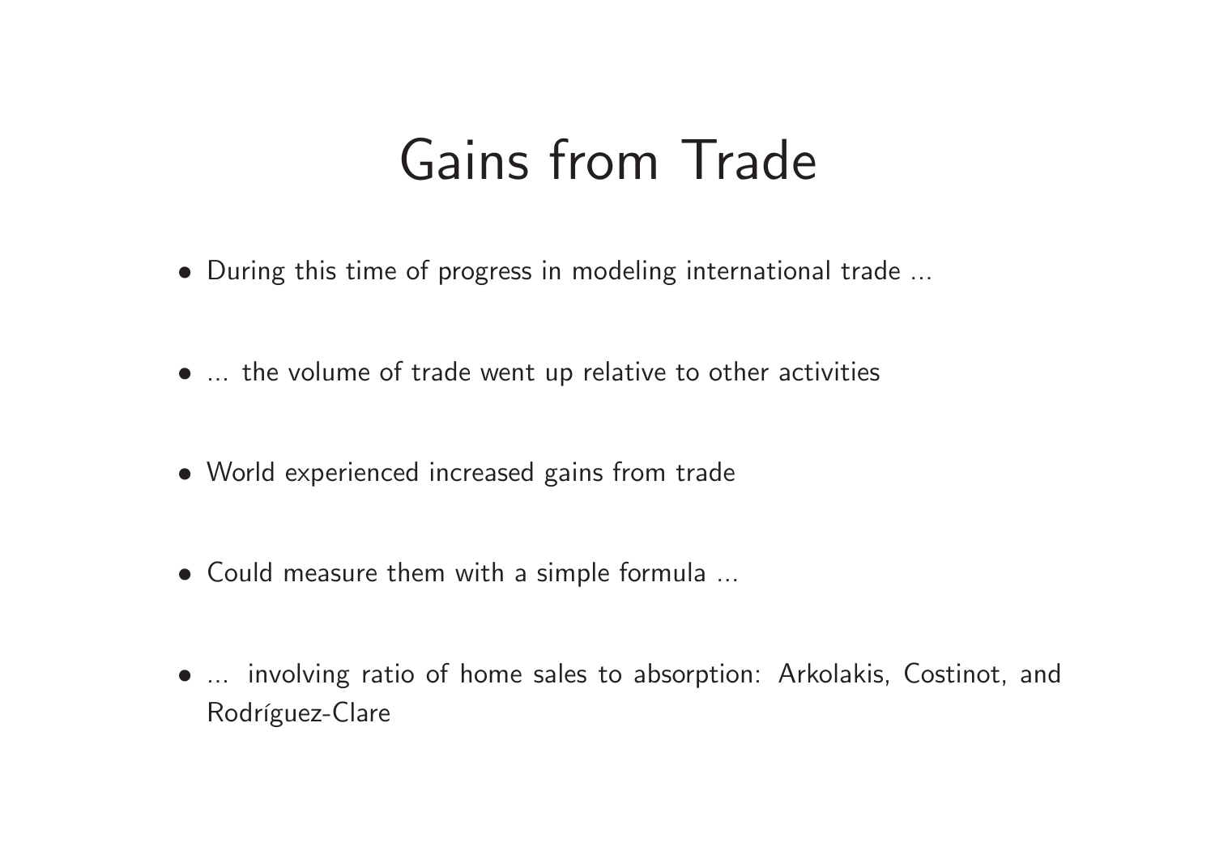# Gains from Trade

- During this time of progress in modeling international trade ...
- ... the volume of trade went up relative to other activities
- World experienced increased gains from trade
- Could measure them with a simple formula ...
- ... involving ratio of home sales to absorption: Arkolakis, Costinot, and Rodríguez-Clare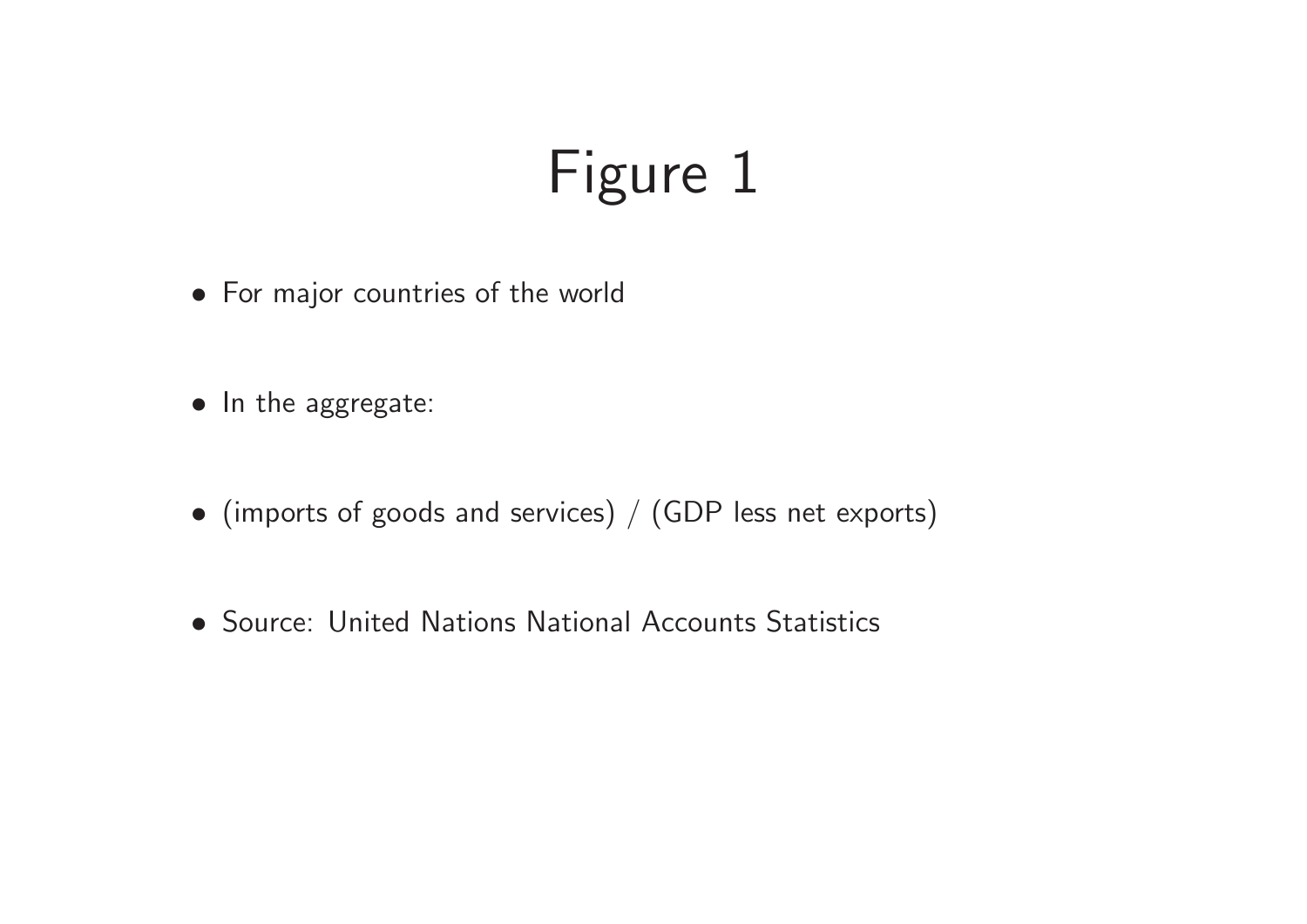# Figure 1

- For major countries of the world
- In the aggregate:
- (imports of goods and services) / (GDP less net exports)
- Source: United Nations National Accounts Statistics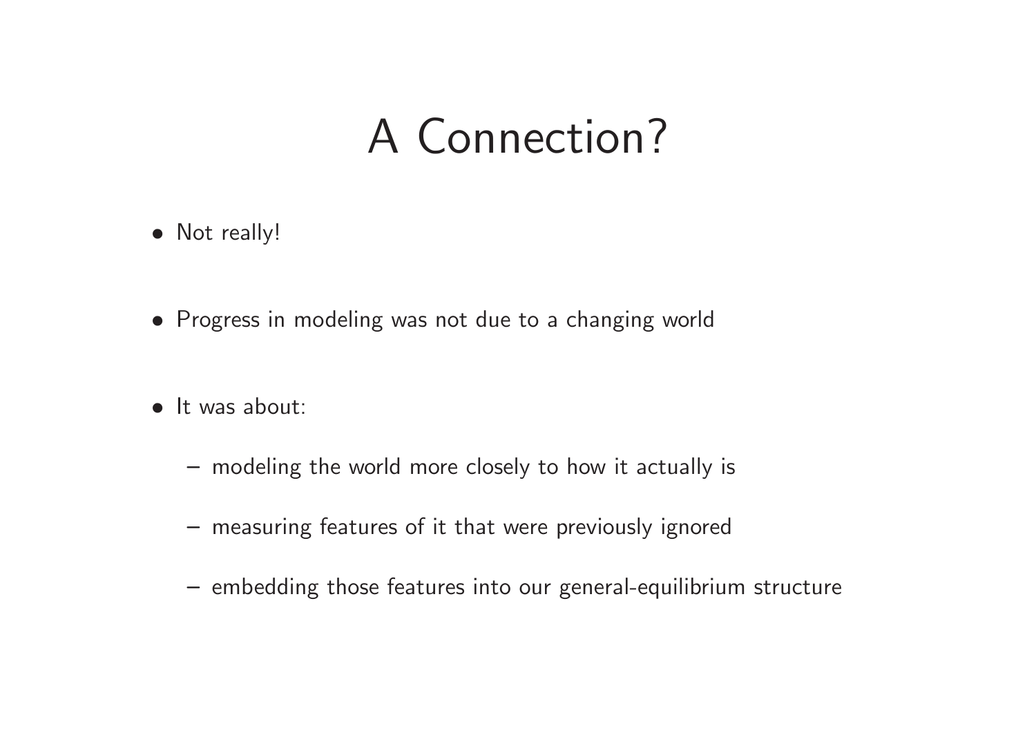# A Connection?

- Not really!

- Progress in modeling was not due to a changing world

- It was about:

  - modeling the world more closely to how it actually is

  - measuring features of it that were previously ignored

  - embedding those features into our general-equilibrium structure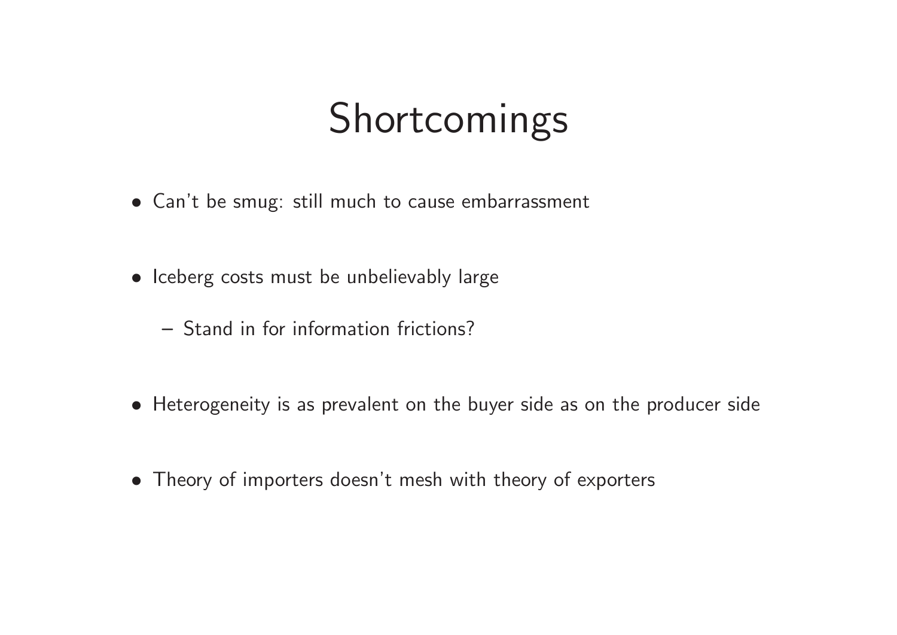# Shortcomings

- Can't be smug: still much to cause embarrassment
- Iceberg costs must be unbelievably large
  - Stand in for information frictions?
- Heterogeneity is as prevalent on the buyer side as on the producer side
- Theory of importers doesn't mesh with theory of exporters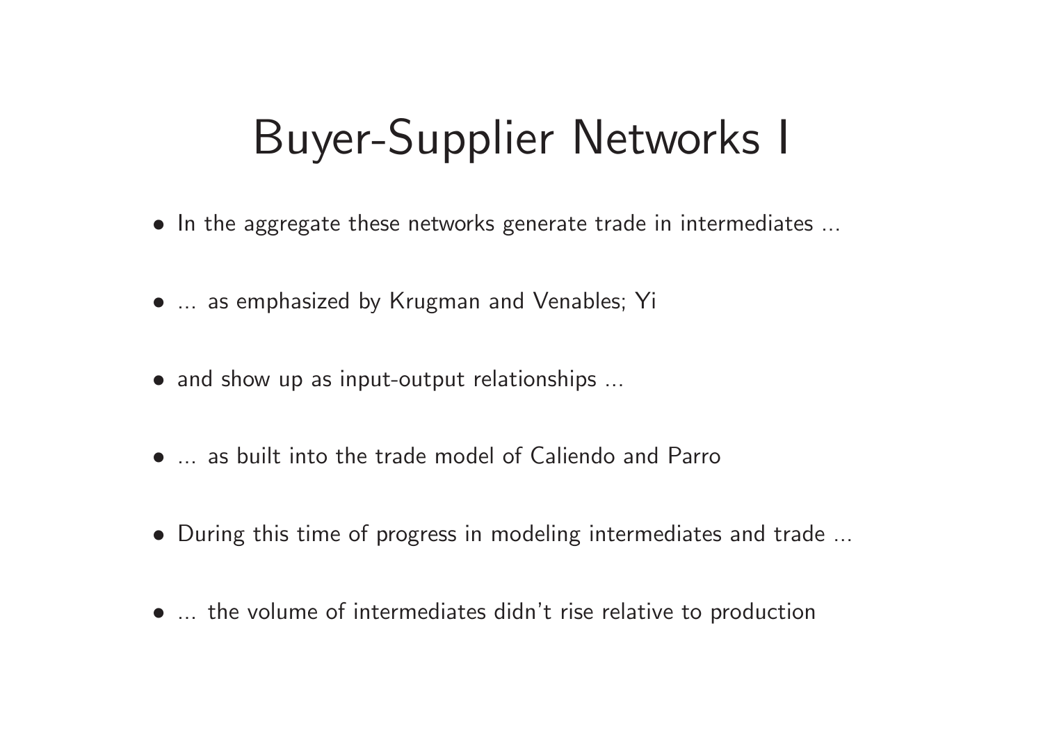# Buyer-Supplier Networks I

- In the aggregate these networks generate trade in intermediates ...
- ... as emphasized by Krugman and Venables; Yi
- and show up as input-output relationships ...
- ... as built into the trade model of Caliendo and Parro
- During this time of progress in modeling intermediates and trade ...
- ... the volume of intermediates didn't rise relative to production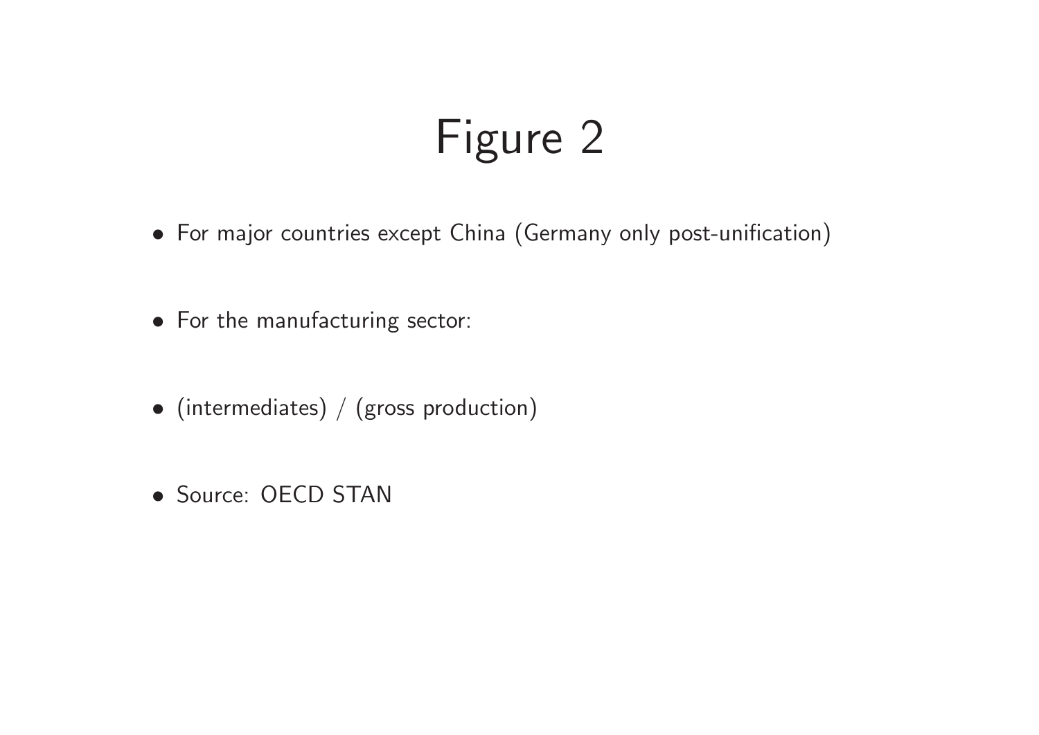# Figure 2

- For major countries except China (Germany only post-unification)
- For the manufacturing sector:
- (intermediates) / (gross production)
- Source: OECD STAN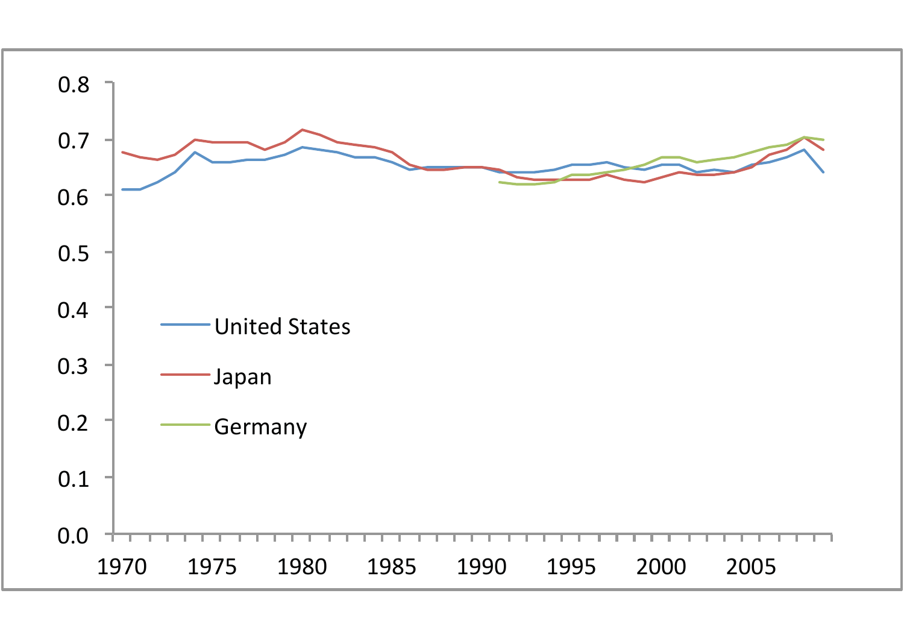0.8

0.7

0.6

0.5

0.4

0.3

0.2

0.1

0.0

United States

Japan

Germany

1970 1975 1980 1985 1990 1995 2000 2005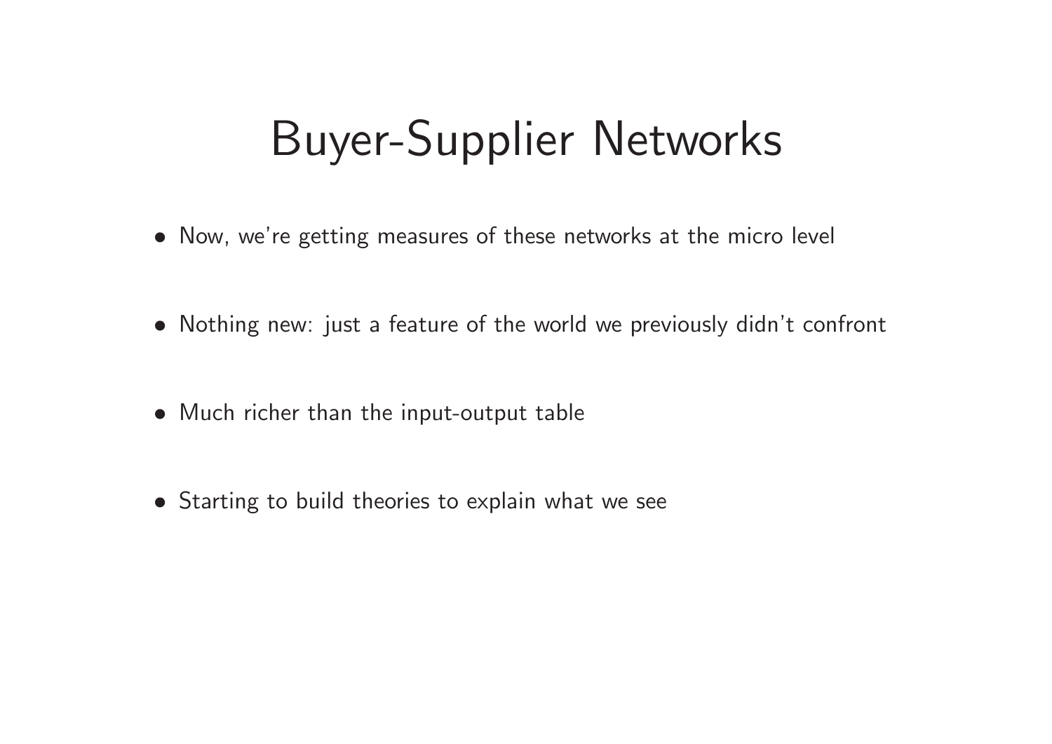# Buyer-Supplier Networks

- Now, we're getting measures of these networks at the micro level
- Nothing new: just a feature of the world we previously didn't confront
- Much richer than the input-output table
- Starting to build theories to explain what we see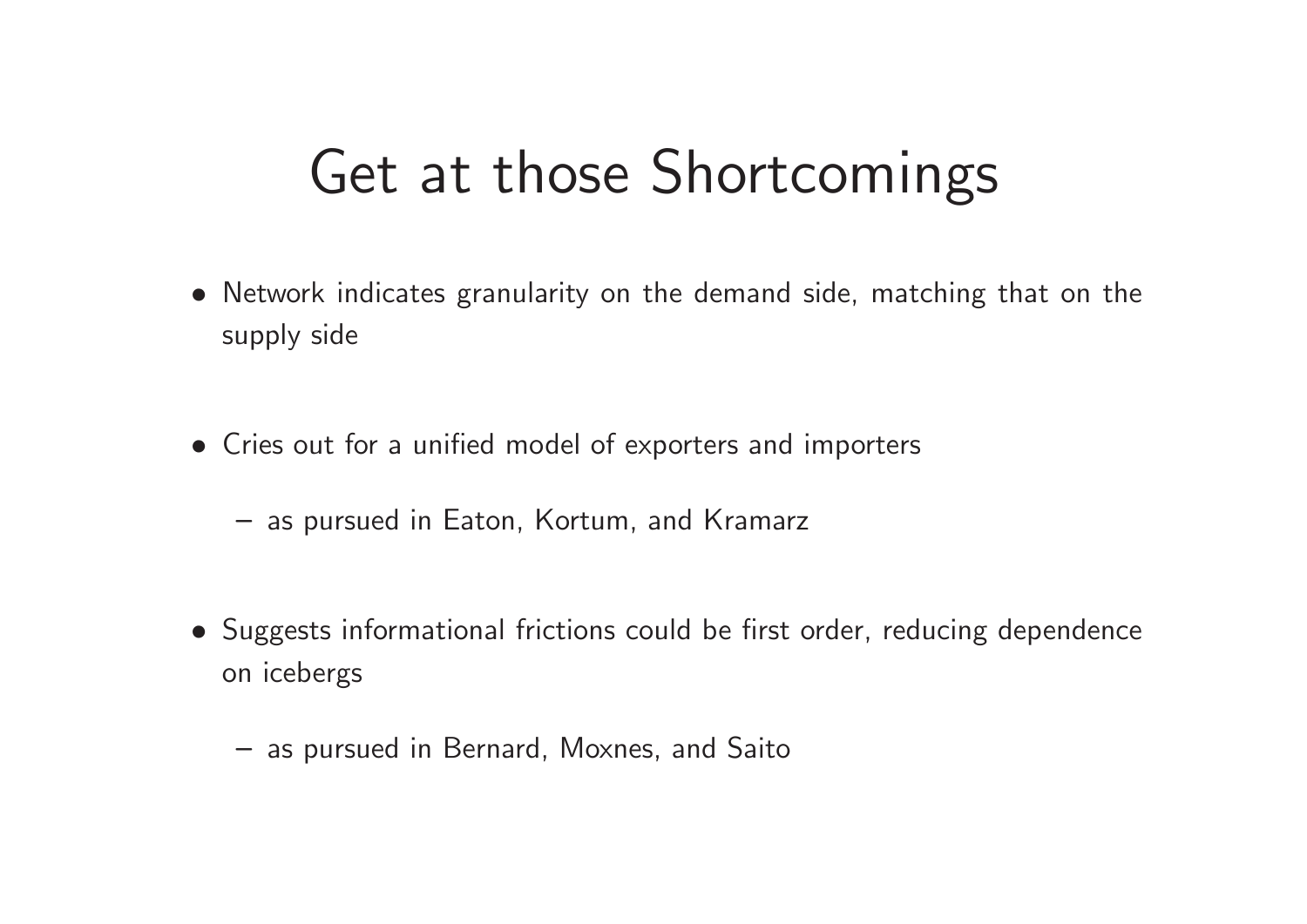# Get at those Shortcomings

- Network indicates granularity on the demand side, matching that on the supply side

- Cries out for a unified model of exporters and importers

  – as pursued in Eaton, Kortum, and Kramarz

- Suggests informational frictions could be first order, reducing dependence on icebergs

  – as pursued in Bernard, Moxnes, and Saito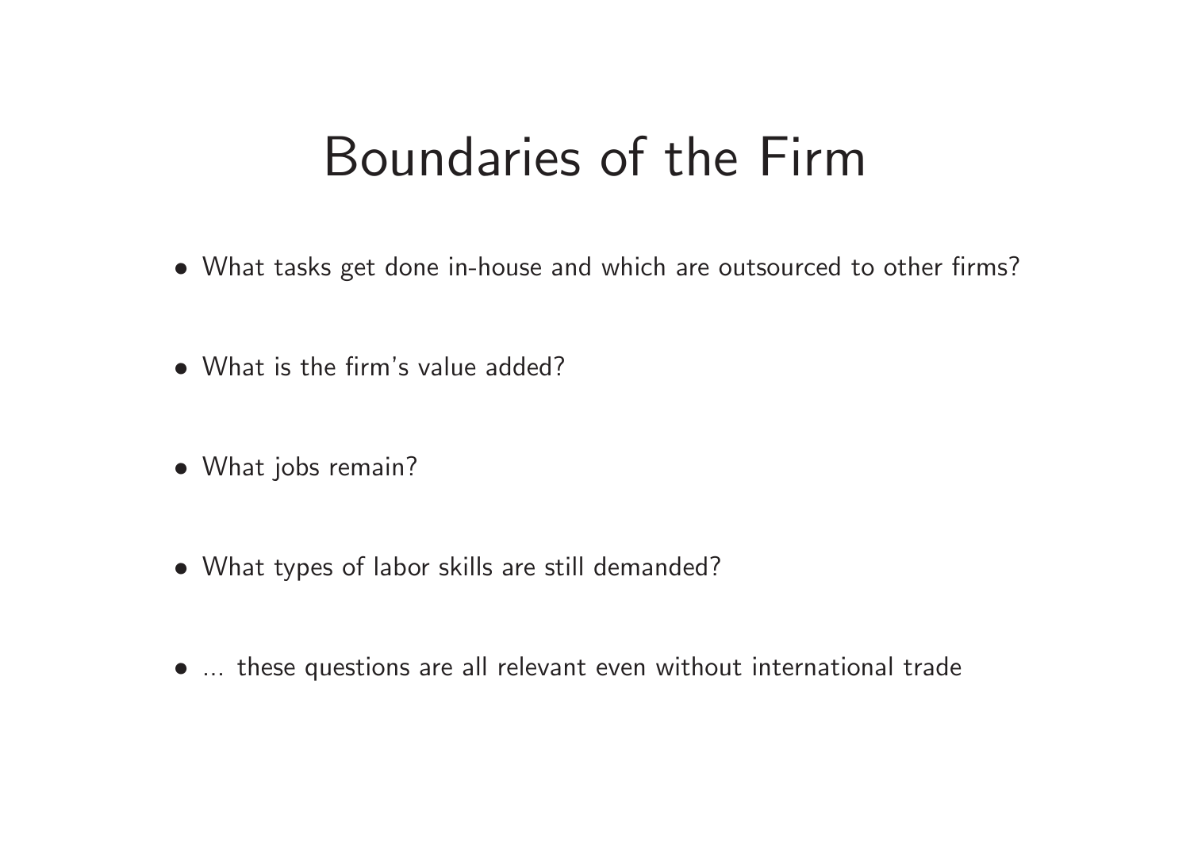# Boundaries of the Firm

- What tasks get done in-house and which are outsourced to other firms?
- What is the firm's value added?
- What jobs remain?
- What types of labor skills are still demanded?
- ... these questions are all relevant even without international trade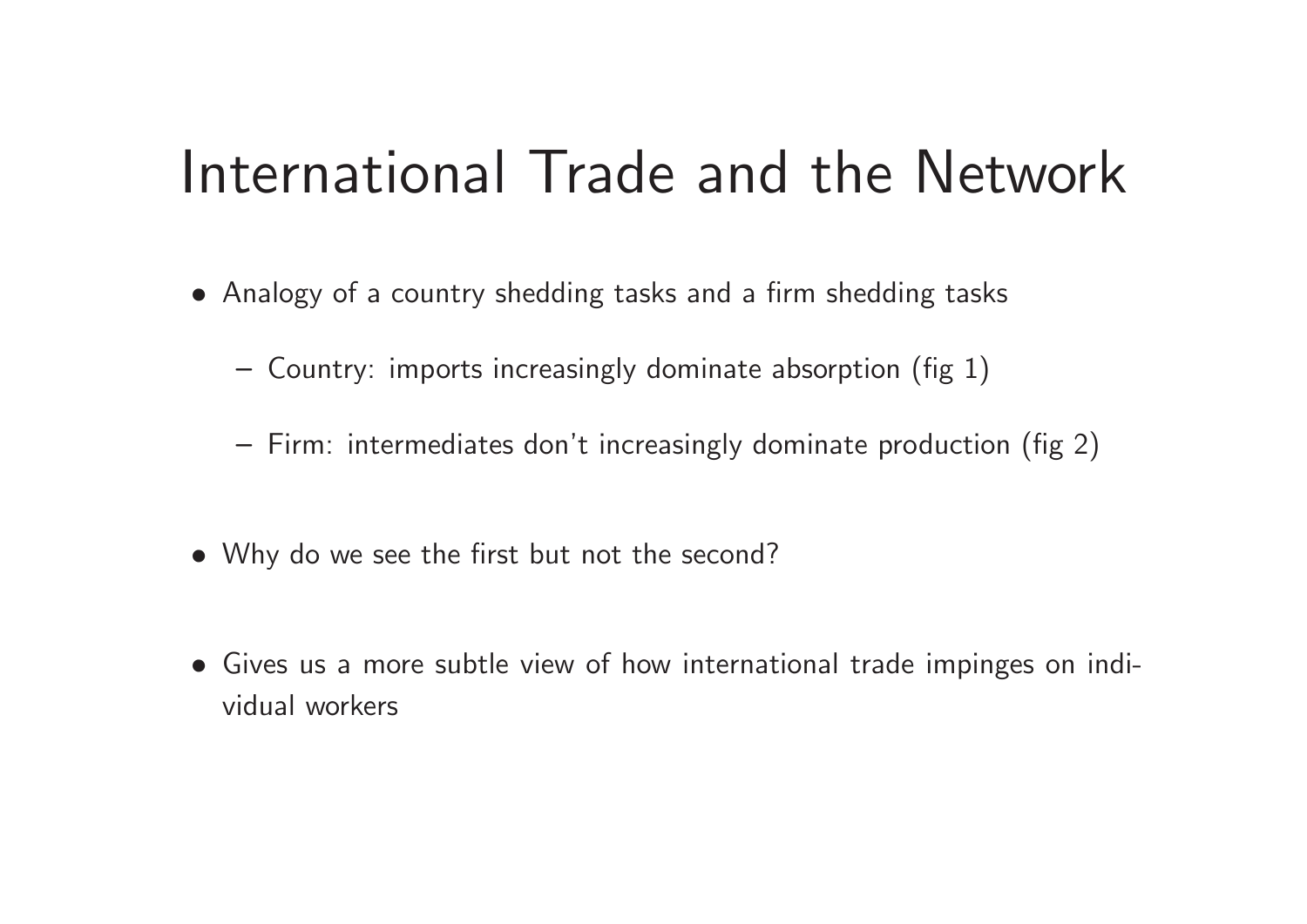# International Trade and the Network

- Analogy of a country shedding tasks and a firm shedding tasks
  - Country: imports increasingly dominate absorption (fig 1)
  - Firm: intermediates don't increasingly dominate production (fig 2)
- Why do we see the first but not the second?
- Gives us a more subtle view of how international trade impinges on individual workers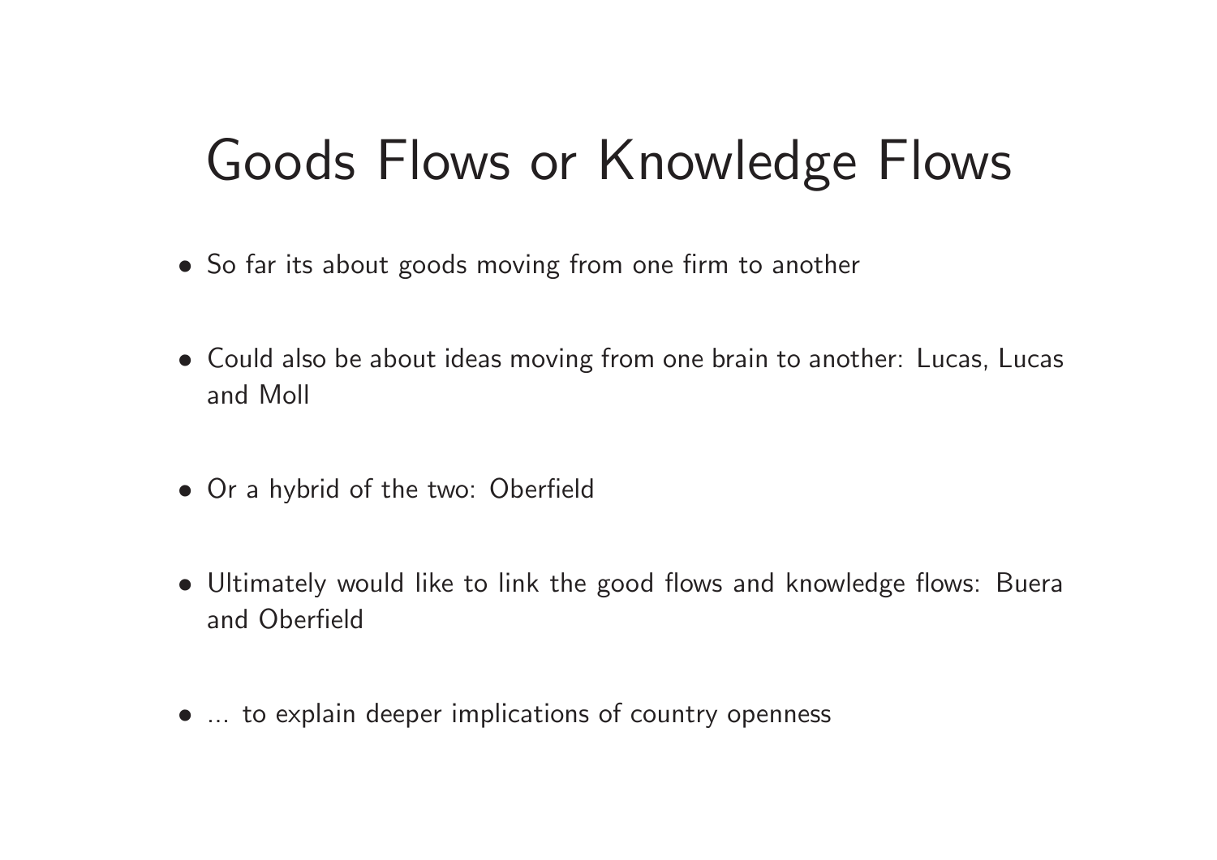# Goods Flows or Knowledge Flows

- So far its about goods moving from one firm to another
- Could also be about ideas moving from one brain to another: Lucas, Lucas and Moll
- Or a hybrid of the two: Oberfield
- Ultimately would like to link the good flows and knowledge flows: Buera and Oberfield
- ... to explain deeper implications of country openness